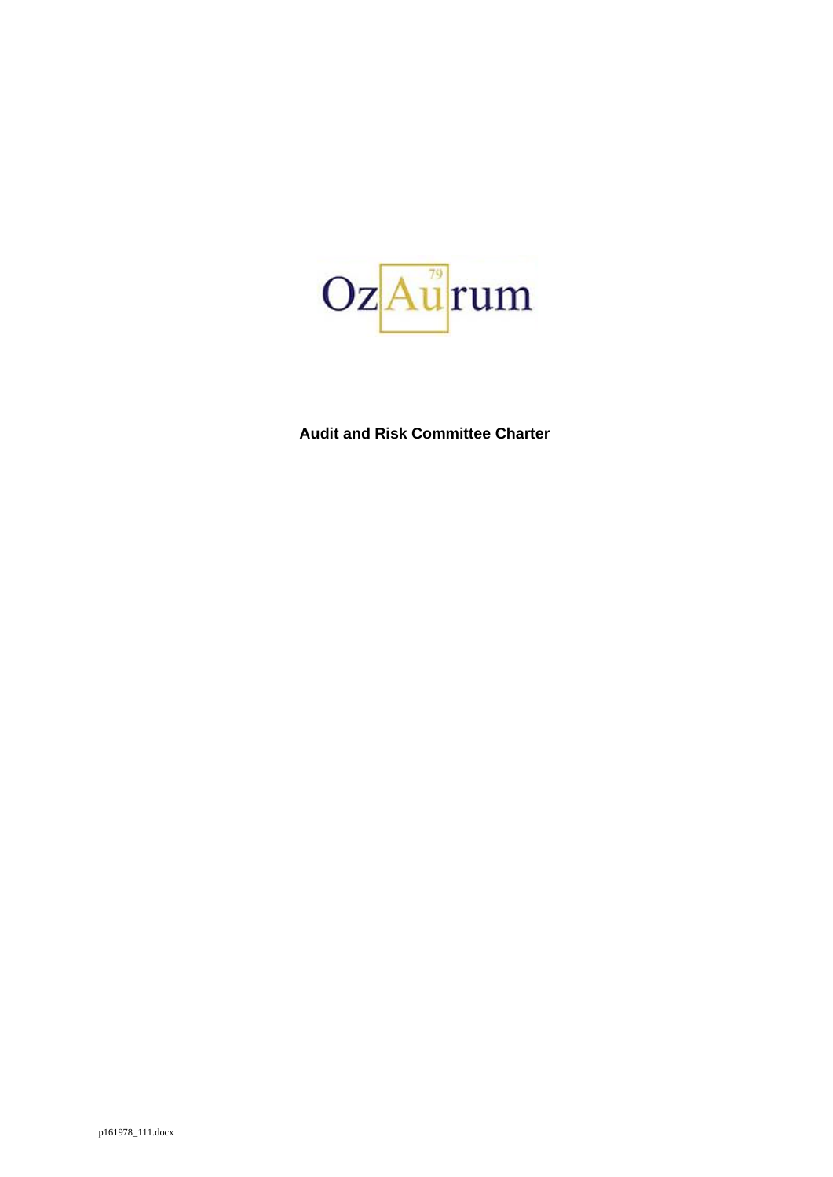OzAurum

**Audit and Risk Committee Charter**

p161978_111.docx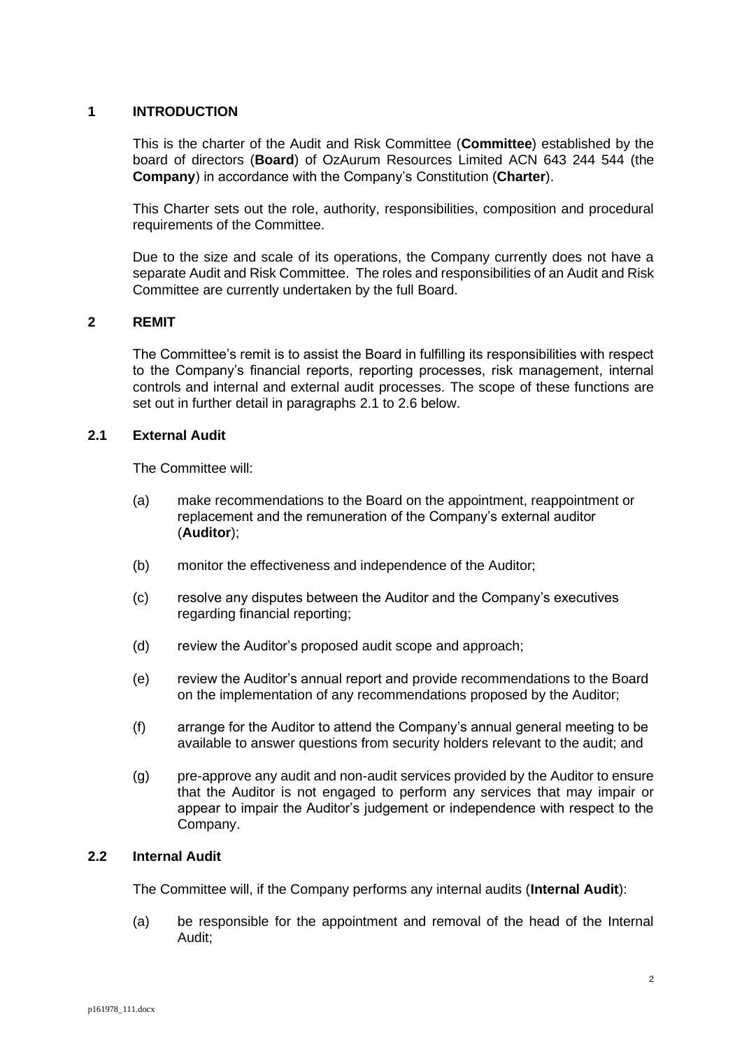## 1 INTRODUCTION

This is the charter of the Audit and Risk Committee (**Committee**) established by the board of directors (**Board**) of OzAurum Resources Limited ACN 643 244 544 (the **Company**) in accordance with the Company's Constitution (**Charter**).

This Charter sets out the role, authority, responsibilities, composition and procedural requirements of the Committee.

Due to the size and scale of its operations, the Company currently does not have a separate Audit and Risk Committee. The roles and responsibilities of an Audit and Risk Committee are currently undertaken by the full Board.

## 2 REMIT

The Committee's remit is to assist the Board in fulfilling its responsibilities with respect to the Company's financial reports, reporting processes, risk management, internal controls and internal and external audit processes. The scope of these functions are set out in further detail in paragraphs 2.1 to 2.6 below.

### 2.1 External Audit

The Committee will:

(a) make recommendations to the Board on the appointment, reappointment or replacement and the remuneration of the Company's external auditor (**Auditor**);

(b) monitor the effectiveness and independence of the Auditor;

(c) resolve any disputes between the Auditor and the Company's executives regarding financial reporting;

(d) review the Auditor's proposed audit scope and approach;

(e) review the Auditor's annual report and provide recommendations to the Board on the implementation of any recommendations proposed by the Auditor;

(f) arrange for the Auditor to attend the Company's annual general meeting to be available to answer questions from security holders relevant to the audit; and

(g) pre-approve any audit and non-audit services provided by the Auditor to ensure that the Auditor is not engaged to perform any services that may impair or appear to impair the Auditor's judgement or independence with respect to the Company.

### 2.2 Internal Audit

The Committee will, if the Company performs any internal audits (**Internal Audit**):

(a) be responsible for the appointment and removal of the head of the Internal Audit;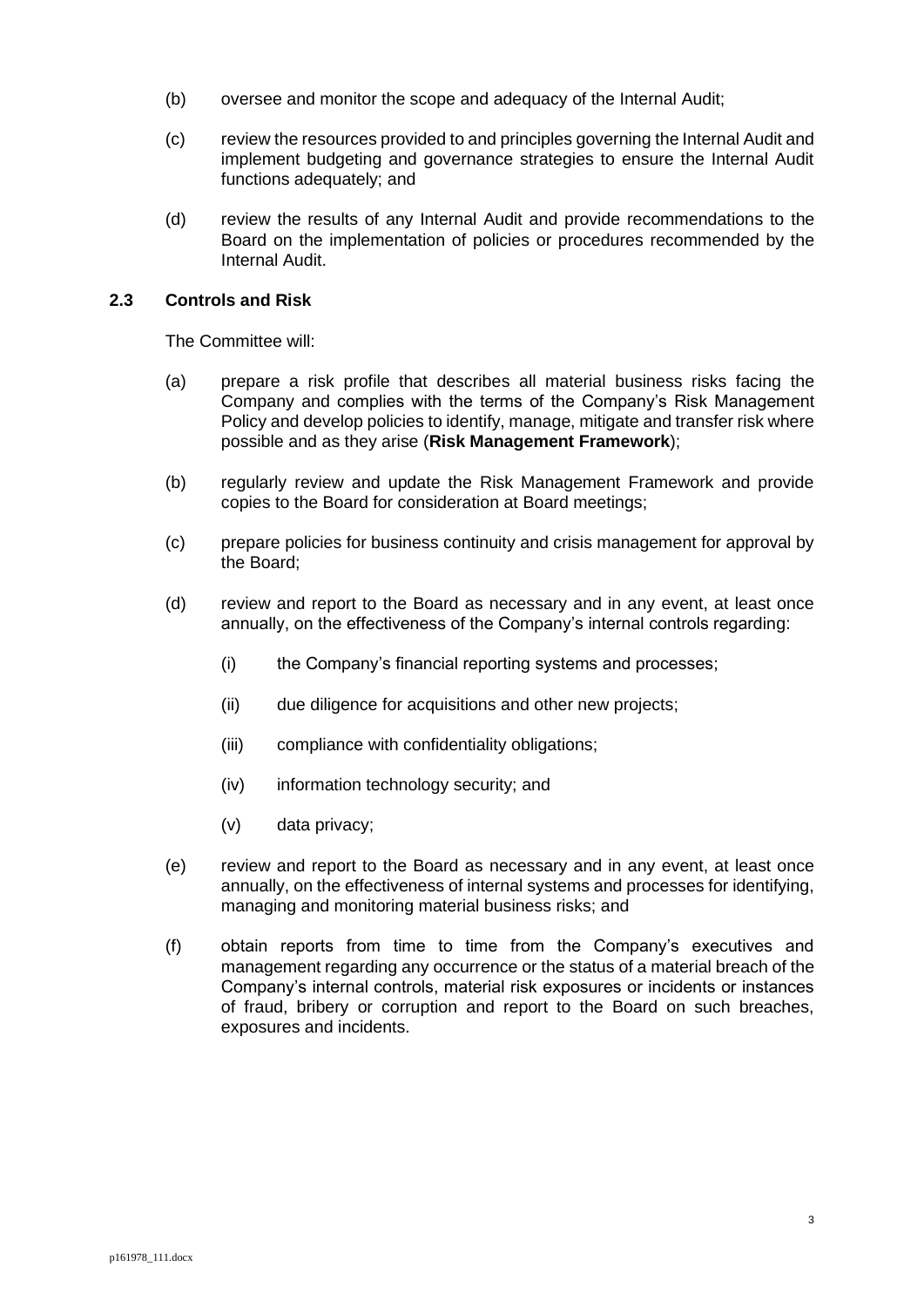(b) oversee and monitor the scope and adequacy of the Internal Audit;

(c) review the resources provided to and principles governing the Internal Audit and implement budgeting and governance strategies to ensure the Internal Audit functions adequately; and

(d) review the results of any Internal Audit and provide recommendations to the Board on the implementation of policies or procedures recommended by the Internal Audit.

### 2.3 Controls and Risk

The Committee will:

(a) prepare a risk profile that describes all material business risks facing the Company and complies with the terms of the Company's Risk Management Policy and develop policies to identify, manage, mitigate and transfer risk where possible and as they arise (**Risk Management Framework**);

(b) regularly review and update the Risk Management Framework and provide copies to the Board for consideration at Board meetings;

(c) prepare policies for business continuity and crisis management for approval by the Board;

(d) review and report to the Board as necessary and in any event, at least once annually, on the effectiveness of the Company's internal controls regarding:

  (i) the Company's financial reporting systems and processes;

  (ii) due diligence for acquisitions and other new projects;

  (iii) compliance with confidentiality obligations;

  (iv) information technology security; and

  (v) data privacy;

(e) review and report to the Board as necessary and in any event, at least once annually, on the effectiveness of internal systems and processes for identifying, managing and monitoring material business risks; and

(f) obtain reports from time to time from the Company's executives and management regarding any occurrence or the status of a material breach of the Company's internal controls, material risk exposures or incidents or instances of fraud, bribery or corruption and report to the Board on such breaches, exposures and incidents.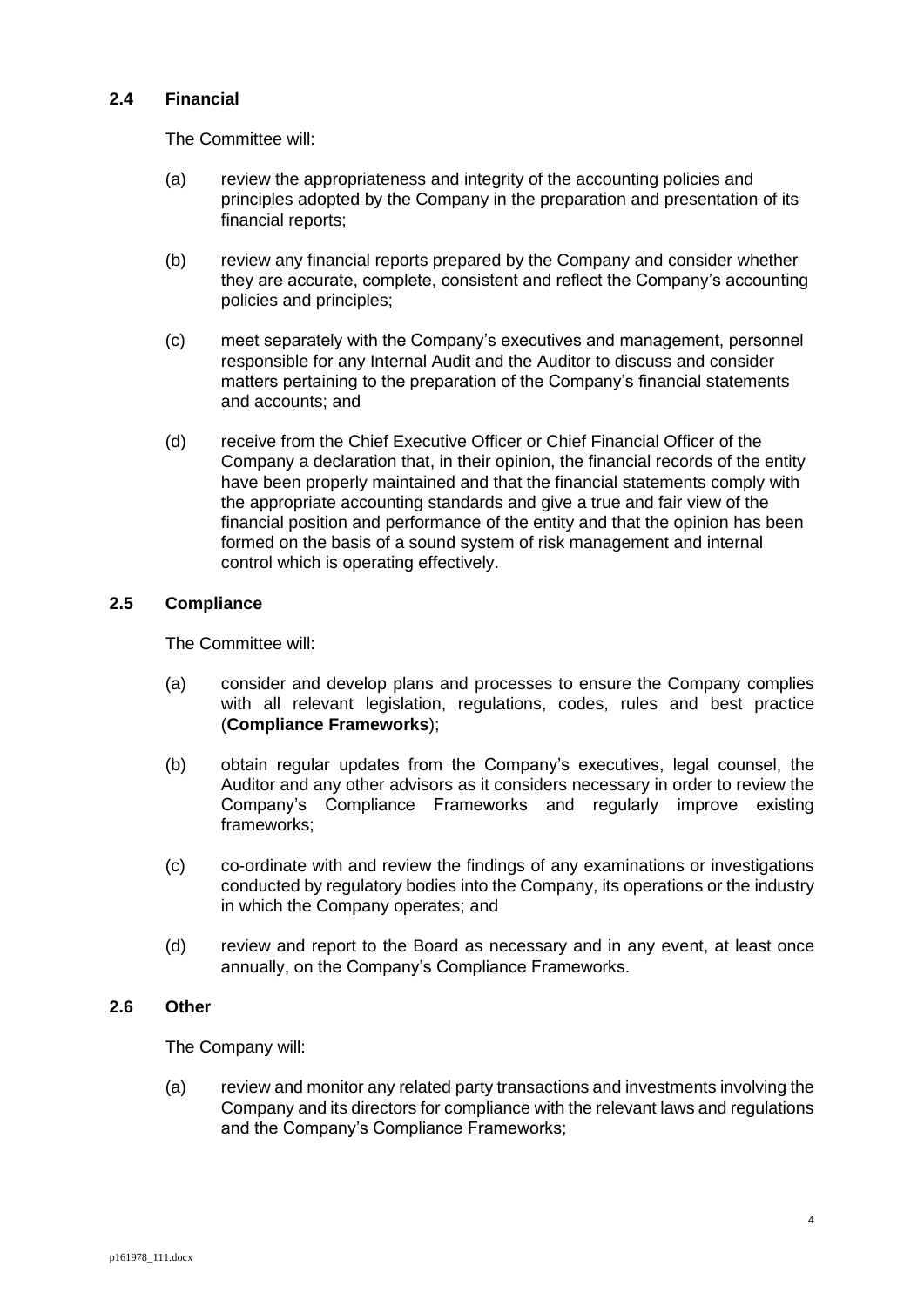### 2.4 Financial

The Committee will:

(a) review the appropriateness and integrity of the accounting policies and principles adopted by the Company in the preparation and presentation of its financial reports;

(b) review any financial reports prepared by the Company and consider whether they are accurate, complete, consistent and reflect the Company's accounting policies and principles;

(c) meet separately with the Company's executives and management, personnel responsible for any Internal Audit and the Auditor to discuss and consider matters pertaining to the preparation of the Company's financial statements and accounts; and

(d) receive from the Chief Executive Officer or Chief Financial Officer of the Company a declaration that, in their opinion, the financial records of the entity have been properly maintained and that the financial statements comply with the appropriate accounting standards and give a true and fair view of the financial position and performance of the entity and that the opinion has been formed on the basis of a sound system of risk management and internal control which is operating effectively.

### 2.5 Compliance

The Committee will:

(a) consider and develop plans and processes to ensure the Company complies with all relevant legislation, regulations, codes, rules and best practice (**Compliance Frameworks**);

(b) obtain regular updates from the Company's executives, legal counsel, the Auditor and any other advisors as it considers necessary in order to review the Company's Compliance Frameworks and regularly improve existing frameworks;

(c) co-ordinate with and review the findings of any examinations or investigations conducted by regulatory bodies into the Company, its operations or the industry in which the Company operates; and

(d) review and report to the Board as necessary and in any event, at least once annually, on the Company's Compliance Frameworks.

### 2.6 Other

The Company will:

(a) review and monitor any related party transactions and investments involving the Company and its directors for compliance with the relevant laws and regulations and the Company's Compliance Frameworks;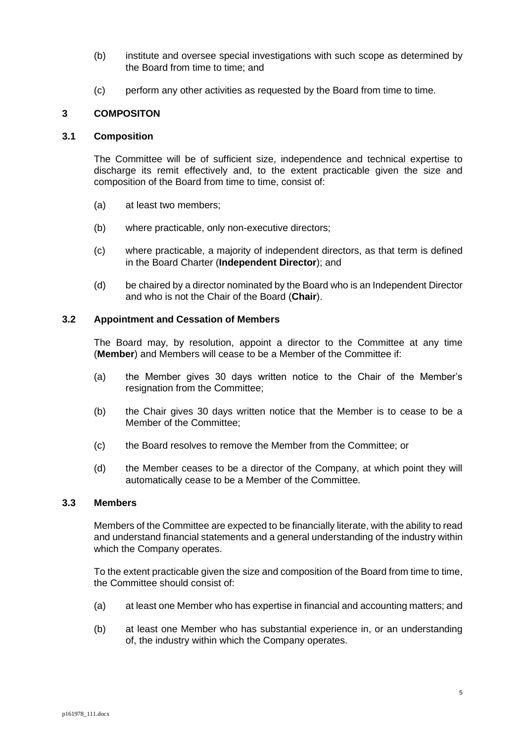(b) institute and oversee special investigations with such scope as determined by the Board from time to time; and

(c) perform any other activities as requested by the Board from time to time.

## 3 COMPOSITON

### 3.1 Composition

The Committee will be of sufficient size, independence and technical expertise to discharge its remit effectively and, to the extent practicable given the size and composition of the Board from time to time, consist of:

(a) at least two members;

(b) where practicable, only non-executive directors;

(c) where practicable, a majority of independent directors, as that term is defined in the Board Charter (**Independent Director**); and

(d) be chaired by a director nominated by the Board who is an Independent Director and who is not the Chair of the Board (**Chair**).

### 3.2 Appointment and Cessation of Members

The Board may, by resolution, appoint a director to the Committee at any time (**Member**) and Members will cease to be a Member of the Committee if:

(a) the Member gives 30 days written notice to the Chair of the Member's resignation from the Committee;

(b) the Chair gives 30 days written notice that the Member is to cease to be a Member of the Committee;

(c) the Board resolves to remove the Member from the Committee; or

(d) the Member ceases to be a director of the Company, at which point they will automatically cease to be a Member of the Committee.

### 3.3 Members

Members of the Committee are expected to be financially literate, with the ability to read and understand financial statements and a general understanding of the industry within which the Company operates.

To the extent practicable given the size and composition of the Board from time to time, the Committee should consist of:

(a) at least one Member who has expertise in financial and accounting matters; and

(b) at least one Member who has substantial experience in, or an understanding of, the industry within which the Company operates.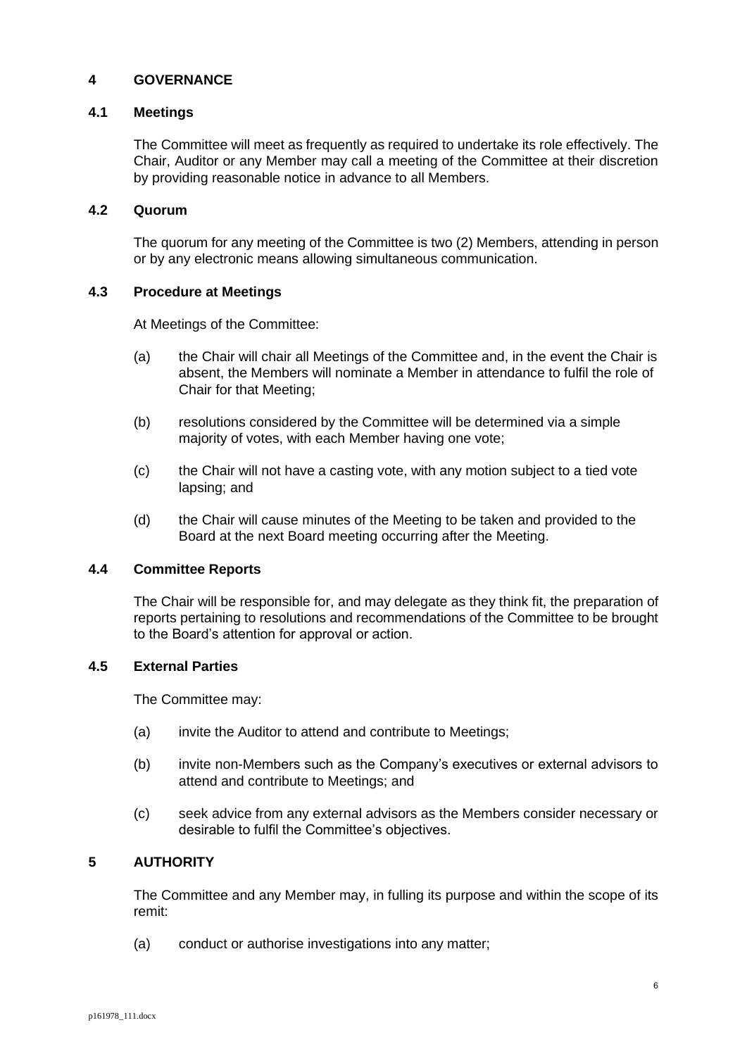## 4 GOVERNANCE

### 4.1 Meetings

The Committee will meet as frequently as required to undertake its role effectively. The Chair, Auditor or any Member may call a meeting of the Committee at their discretion by providing reasonable notice in advance to all Members.

### 4.2 Quorum

The quorum for any meeting of the Committee is two (2) Members, attending in person or by any electronic means allowing simultaneous communication.

### 4.3 Procedure at Meetings

At Meetings of the Committee:

(a) the Chair will chair all Meetings of the Committee and, in the event the Chair is absent, the Members will nominate a Member in attendance to fulfil the role of Chair for that Meeting;

(b) resolutions considered by the Committee will be determined via a simple majority of votes, with each Member having one vote;

(c) the Chair will not have a casting vote, with any motion subject to a tied vote lapsing; and

(d) the Chair will cause minutes of the Meeting to be taken and provided to the Board at the next Board meeting occurring after the Meeting.

### 4.4 Committee Reports

The Chair will be responsible for, and may delegate as they think fit, the preparation of reports pertaining to resolutions and recommendations of the Committee to be brought to the Board's attention for approval or action.

### 4.5 External Parties

The Committee may:

(a) invite the Auditor to attend and contribute to Meetings;

(b) invite non-Members such as the Company's executives or external advisors to attend and contribute to Meetings; and

(c) seek advice from any external advisors as the Members consider necessary or desirable to fulfil the Committee's objectives.

## 5 AUTHORITY

The Committee and any Member may, in fulling its purpose and within the scope of its remit:

(a) conduct or authorise investigations into any matter;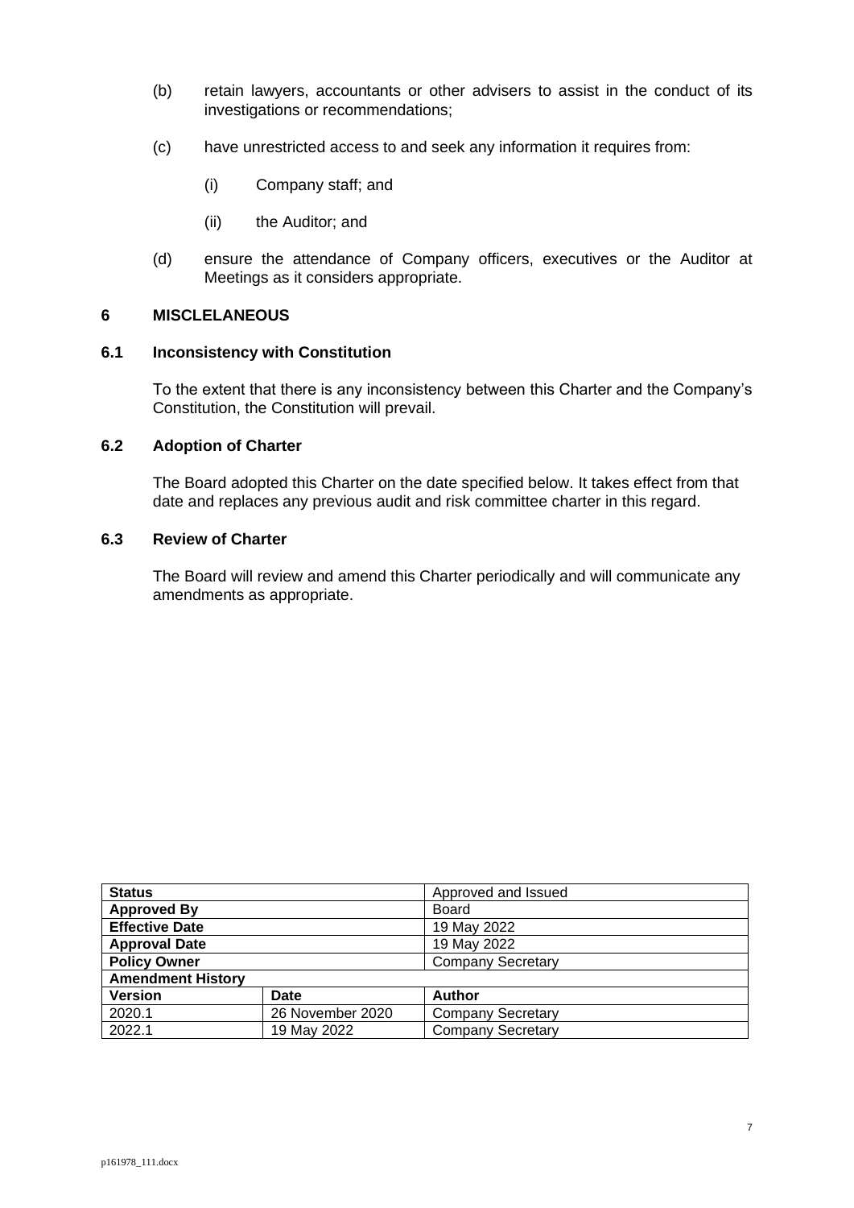(b) retain lawyers, accountants or other advisers to assist in the conduct of its investigations or recommendations;

(c) have unrestricted access to and seek any information it requires from:

  (i) Company staff; and

  (ii) the Auditor; and

(d) ensure the attendance of Company officers, executives or the Auditor at Meetings as it considers appropriate.

## 6 MISCLELANEOUS

### 6.1 Inconsistency with Constitution

To the extent that there is any inconsistency between this Charter and the Company's Constitution, the Constitution will prevail.

### 6.2 Adoption of Charter

The Board adopted this Charter on the date specified below. It takes effect from that date and replaces any previous audit and risk committee charter in this regard.

### 6.3 Review of Charter

The Board will review and amend this Charter periodically and will communicate any amendments as appropriate.

| | | |
|---|---|---|
| **Status** | | Approved and Issued |
| **Approved By** | | Board |
| **Effective Date** | | 19 May 2022 |
| **Approval Date** | | 19 May 2022 |
| **Policy Owner** | | Company Secretary |
| **Amendment History** | | |
| **Version** | **Date** | **Author** |
| 2020.1 | 26 November 2020 | Company Secretary |
| 2022.1 | 19 May 2022 | Company Secretary |

p161978_111.docx